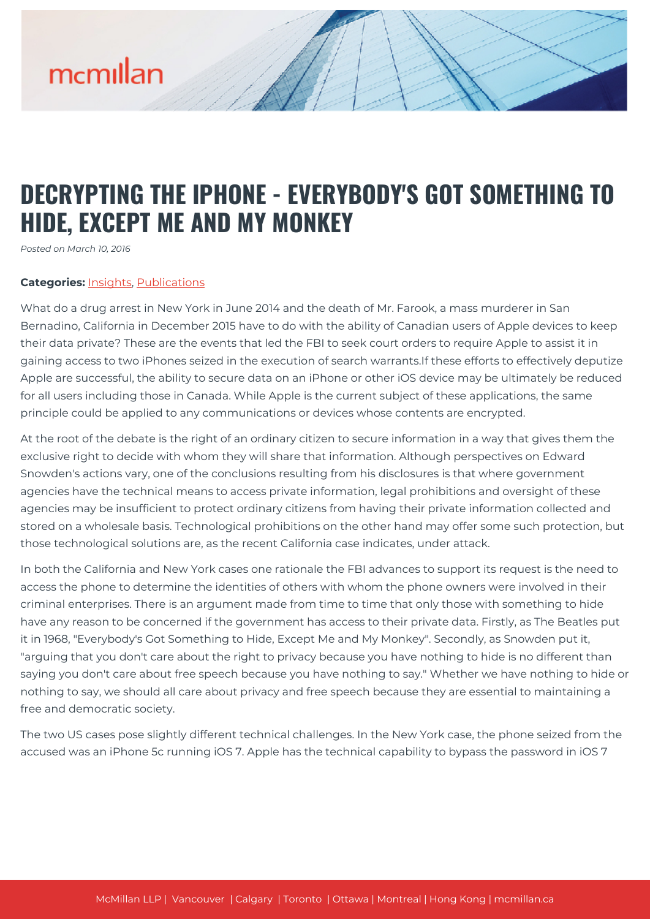# DECRYPTING THE IPHONE - EVERYBODY'S GOT SOMETHING TO HIDE, EXCEPT ME AND MY MONKEY

*Posted on March 10, 2016*

**Categories:** Insights, Publications

What do a drug arrest in New York in June 2014 and the death of Mr. Farook, a mass murderer in San Bernadino, California in December 2015 have to do with the ability of Canadian users of Apple devices to keep their data private? These are the events that led the FBI to seek court orders to require Apple to assist it in gaining access to two iPhones seized in the execution of search warrants.If these efforts to effectively deputize Apple are successful, the ability to secure data on an iPhone or other iOS device may be ultimately be reduced for all users including those in Canada. While Apple is the current subject of these applications, the same principle could be applied to any communications or devices whose contents are encrypted.

At the root of the debate is the right of an ordinary citizen to secure information in a way that gives them the exclusive right to decide with whom they will share that information. Although perspectives on Edward Snowden's actions vary, one of the conclusions resulting from his disclosures is that where government agencies have the technical means to access private information, legal prohibitions and oversight of these agencies may be insufficient to protect ordinary citizens from having their private information collected and stored on a wholesale basis. Technological prohibitions on the other hand may offer some such protection, but those technological solutions are, as the recent California case indicates, under attack.

In both the California and New York cases one rationale the FBI advances to support its request is the need to access the phone to determine the identities of others with whom the phone owners were involved in their criminal enterprises. There is an argument made from time to time that only those with something to hide have any reason to be concerned if the government has access to their private data. Firstly, as The Beatles put it in 1968, "Everybody's Got Something to Hide, Except Me and My Monkey". Secondly, as Snowden put it, "arguing that you don't care about the right to privacy because you have nothing to hide is no different than saying you don't care about free speech because you have nothing to say." Whether we have nothing to hide or nothing to say, we should all care about privacy and free speech because they are essential to maintaining a free and democratic society.

The two US cases pose slightly different technical challenges. In the New York case, the phone seized from the accused was an iPhone 5c running iOS 7. Apple has the technical capability to bypass the password in iOS 7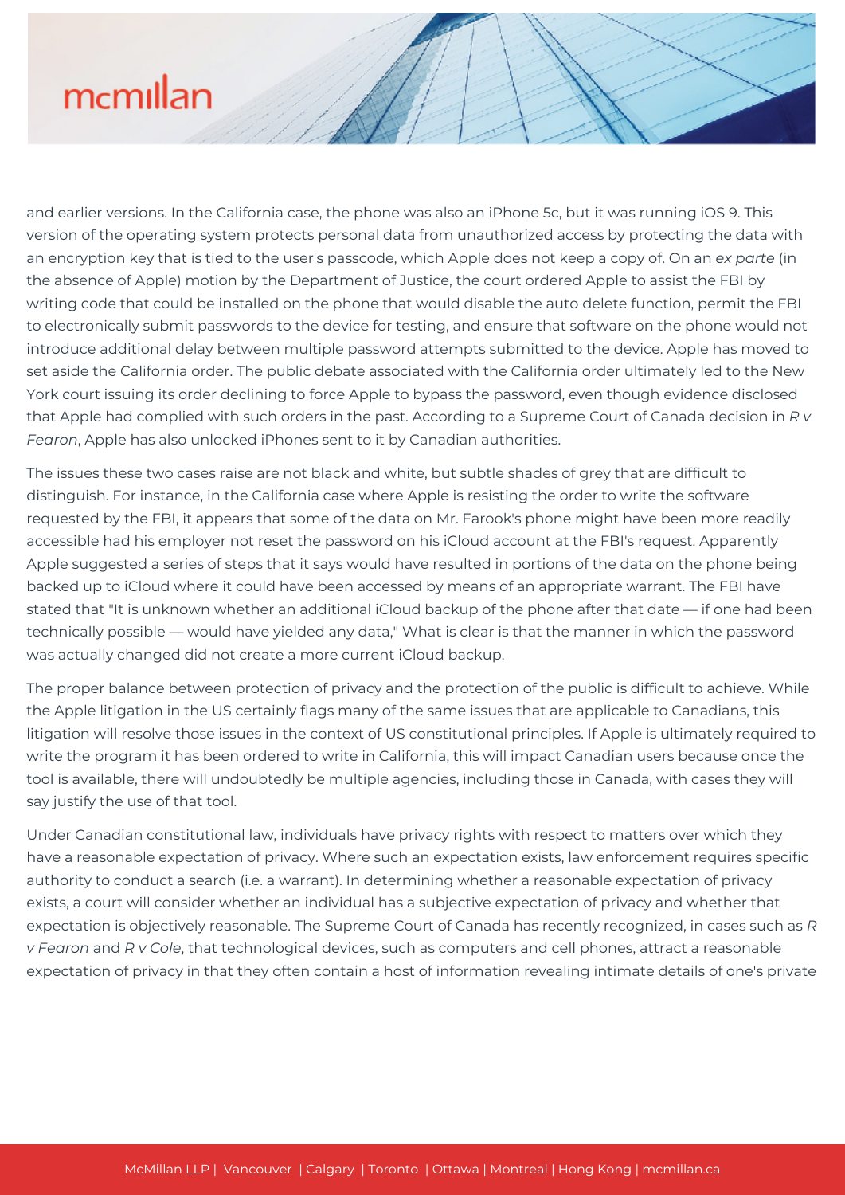and earlier versions. In the California case, the phone was also an iPhone 5c, but it was running iOS 9. This version of the operating system protects personal data from unauthorized access by protecting the data with an encryption key that is tied to the user's passcode, which Apple does not keep a copy of. On an *ex parte* (in the absence of Apple) motion by the Department of Justice, the court ordered Apple to assist the FBI by writing code that could be installed on the phone that would disable the auto delete function, permit the FBI to electronically submit passwords to the device for testing, and ensure that software on the phone would not introduce additional delay between multiple password attempts submitted to the device. Apple has moved to set aside the California order. The public debate associated with the California order ultimately led to the New York court issuing its order declining to force Apple to bypass the password, even though evidence disclosed that Apple had complied with such orders in the past. According to a Supreme Court of Canada decision in *R v Fearon*, Apple has also unlocked iPhones sent to it by Canadian authorities.

The issues these two cases raise are not black and white, but subtle shades of grey that are difficult to distinguish. For instance, in the California case where Apple is resisting the order to write the software requested by the FBI, it appears that some of the data on Mr. Farook's phone might have been more readily accessible had his employer not reset the password on his iCloud account at the FBI's request. Apparently Apple suggested a series of steps that it says would have resulted in portions of the data on the phone being backed up to iCloud where it could have been accessed by means of an appropriate warrant. The FBI have stated that "It is unknown whether an additional iCloud backup of the phone after that date — if one had been technically possible — would have yielded any data," What is clear is that the manner in which the password was actually changed did not create a more current iCloud backup.

The proper balance between protection of privacy and the protection of the public is difficult to achieve. While the Apple litigation in the US certainly flags many of the same issues that are applicable to Canadians, this litigation will resolve those issues in the context of US constitutional principles. If Apple is ultimately required to write the program it has been ordered to write in California, this will impact Canadian users because once the tool is available, there will undoubtedly be multiple agencies, including those in Canada, with cases they will say justify the use of that tool.

Under Canadian constitutional law, individuals have privacy rights with respect to matters over which they have a reasonable expectation of privacy. Where such an expectation exists, law enforcement requires specific authority to conduct a search (i.e. a warrant). In determining whether a reasonable expectation of privacy exists, a court will consider whether an individual has a subjective expectation of privacy and whether that expectation is objectively reasonable. The Supreme Court of Canada has recently recognized, in cases such as *R v Fearon* and *R v Cole*, that technological devices, such as computers and cell phones, attract a reasonable expectation of privacy in that they often contain a host of information revealing intimate details of one's private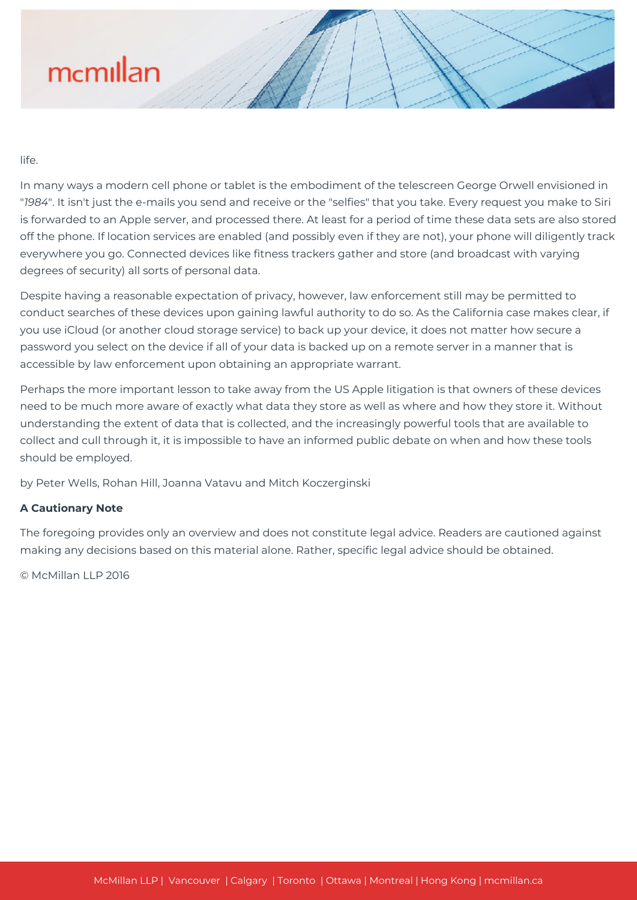life.

In many ways a modern cell phone or tablet is the embodiment of the telescreen George Orwell envisioned in "*1984*". It isn't just the e-mails you send and receive or the "selfies" that you take. Every request you make to Siri is forwarded to an Apple server, and processed there. At least for a period of time these data sets are also stored off the phone. If location services are enabled (and possibly even if they are not), your phone will diligently track everywhere you go. Connected devices like fitness trackers gather and store (and broadcast with varying degrees of security) all sorts of personal data.

Despite having a reasonable expectation of privacy, however, law enforcement still may be permitted to conduct searches of these devices upon gaining lawful authority to do so. As the California case makes clear, if you use iCloud (or another cloud storage service) to back up your device, it does not matter how secure a password you select on the device if all of your data is backed up on a remote server in a manner that is accessible by law enforcement upon obtaining an appropriate warrant.

Perhaps the more important lesson to take away from the US Apple litigation is that owners of these devices need to be much more aware of exactly what data they store as well as where and how they store it. Without understanding the extent of data that is collected, and the increasingly powerful tools that are available to collect and cull through it, it is impossible to have an informed public debate on when and how these tools should be employed.

by Peter Wells, Rohan Hill, Joanna Vatavu and Mitch Koczerginski

**A Cautionary Note**

The foregoing provides only an overview and does not constitute legal advice. Readers are cautioned against making any decisions based on this material alone. Rather, specific legal advice should be obtained.

© McMillan LLP 2016